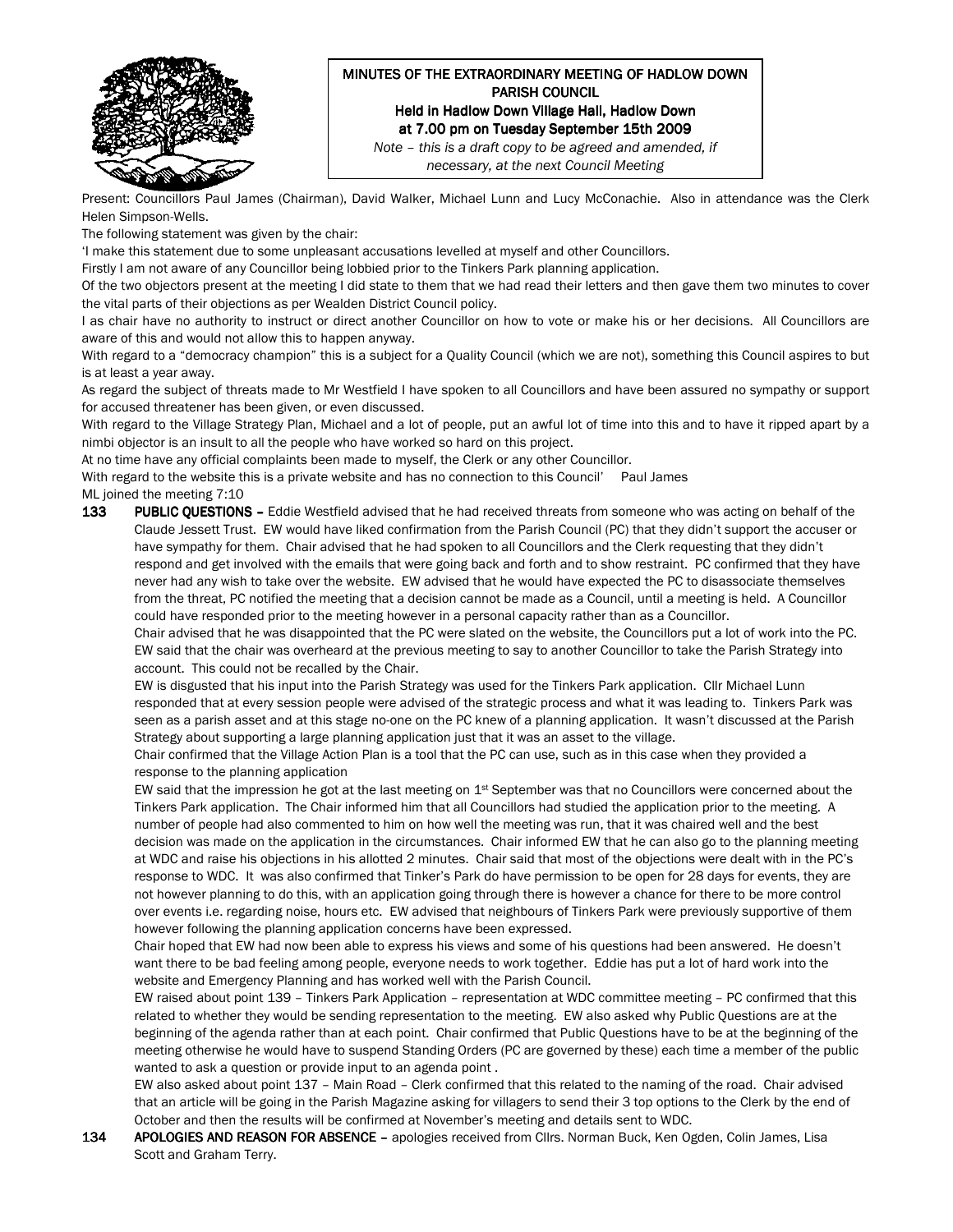# MINUTES OF THE EXTRAORDINARY MEETING OF HADLOW DOWN PARISH COUNCIL

## Held in Hadlow Down Village Hall, Hadlow Down at 7.00 pm on Tuesday September 15th 2009

*Note – this is a draft copy to be agreed and amended, if necessary, at the next Council Meeting*

Present: Councillors Paul James (Chairman), David Walker, Michael Lunn and Lucy McConachie. Also in attendance was the Clerk Helen Simpson-Wells.

The following statement was given by the chair:

'I make this statement due to some unpleasant accusations levelled at myself and other Councillors.

Firstly I am not aware of any Councillor being lobbied prior to the Tinkers Park planning application.

Of the two objectors present at the meeting I did state to them that we had read their letters and then gave them two minutes to cover the vital parts of their objections as per Wealden District Council policy.

I as chair have no authority to instruct or direct another Councillor on how to vote or make his or her decisions. All Councillors are aware of this and would not allow this to happen anyway.

With regard to a "democracy champion" this is a subject for a Quality Council (which we are not), something this Council aspires to but is at least a year away.

As regard the subject of threats made to Mr Westfield I have spoken to all Councillors and have been assured no sympathy or support for accused threatener has been given, or even discussed.

With regard to the Village Strategy Plan, Michael and a lot of people, put an awful lot of time into this and to have it ripped apart by a nimbi objector is an insult to all the people who have worked so hard on this project.

At no time have any official complaints been made to myself, the Clerk or any other Councillor.

With regard to the website this is a private website and has no connection to this Council' Paul James

ML joined the meeting 7:10

**133 PUBLIC QUESTIONS –** Eddie Westfield advised that he had received threats from someone who was acting on behalf of the Claude Jessett Trust. EW would have liked confirmation from the Parish Council (PC) that they didn't support the accuser or have sympathy for them. Chair advised that he had spoken to all Councillors and the Clerk requesting that they didn't respond and get involved with the emails that were going back and forth and to show restraint. PC confirmed that they have never had any wish to take over the website. EW advised that he would have expected the PC to disassociate themselves from the threat, PC notified the meeting that a decision cannot be made as a Council, until a meeting is held. A Councillor could have responded prior to the meeting however in a personal capacity rather than as a Councillor.

Chair advised that he was disappointed that the PC were slated on the website, the Councillors put a lot of work into the PC. EW said that the chair was overheard at the previous meeting to say to another Councillor to take the Parish Strategy into account. This could not be recalled by the Chair.

EW is disgusted that his input into the Parish Strategy was used for the Tinkers Park application. Cllr Michael Lunn responded that at every session people were advised of the strategic process and what it was leading to. Tinkers Park was seen as a parish asset and at this stage no-one on the PC knew of a planning application. It wasn't discussed at the Parish Strategy about supporting a large planning application just that it was an asset to the village.

Chair confirmed that the Village Action Plan is a tool that the PC can use, such as in this case when they provided a response to the planning application

EW said that the impression he got at the last meeting on 1st September was that no Councillors were concerned about the Tinkers Park application. The Chair informed him that all Councillors had studied the application prior to the meeting. A number of people had also commented to him on how well the meeting was run, that it was chaired well and the best decision was made on the application in the circumstances. Chair informed EW that he can also go to the planning meeting at WDC and raise his objections in his allotted 2 minutes. Chair said that most of the objections were dealt with in the PC's response to WDC. It was also confirmed that Tinker's Park do have permission to be open for 28 days for events, they are not however planning to do this, with an application going through there is however a chance for there to be more control over events i.e. regarding noise, hours etc. EW advised that neighbours of Tinkers Park were previously supportive of them however following the planning application concerns have been expressed.

Chair hoped that EW had now been able to express his views and some of his questions had been answered. He doesn't want there to be bad feeling among people, everyone needs to work together. Eddie has put a lot of hard work into the website and Emergency Planning and has worked well with the Parish Council.

EW raised about point 139 – Tinkers Park Application – representation at WDC committee meeting – PC confirmed that this related to whether they would be sending representation to the meeting. EW also asked why Public Questions are at the beginning of the agenda rather than at each point. Chair confirmed that Public Questions have to be at the beginning of the meeting otherwise he would have to suspend Standing Orders (PC are governed by these) each time a member of the public wanted to ask a question or provide input to an agenda point .

EW also asked about point 137 – Main Road – Clerk confirmed that this related to the naming of the road. Chair advised that an article will be going in the Parish Magazine asking for villagers to send their 3 top options to the Clerk by the end of October and then the results will be confirmed at November's meeting and details sent to WDC.

**134 APOLOGIES AND REASON FOR ABSENCE –** apologies received from Cllrs. Norman Buck, Ken Ogden, Colin James, Lisa Scott and Graham Terry.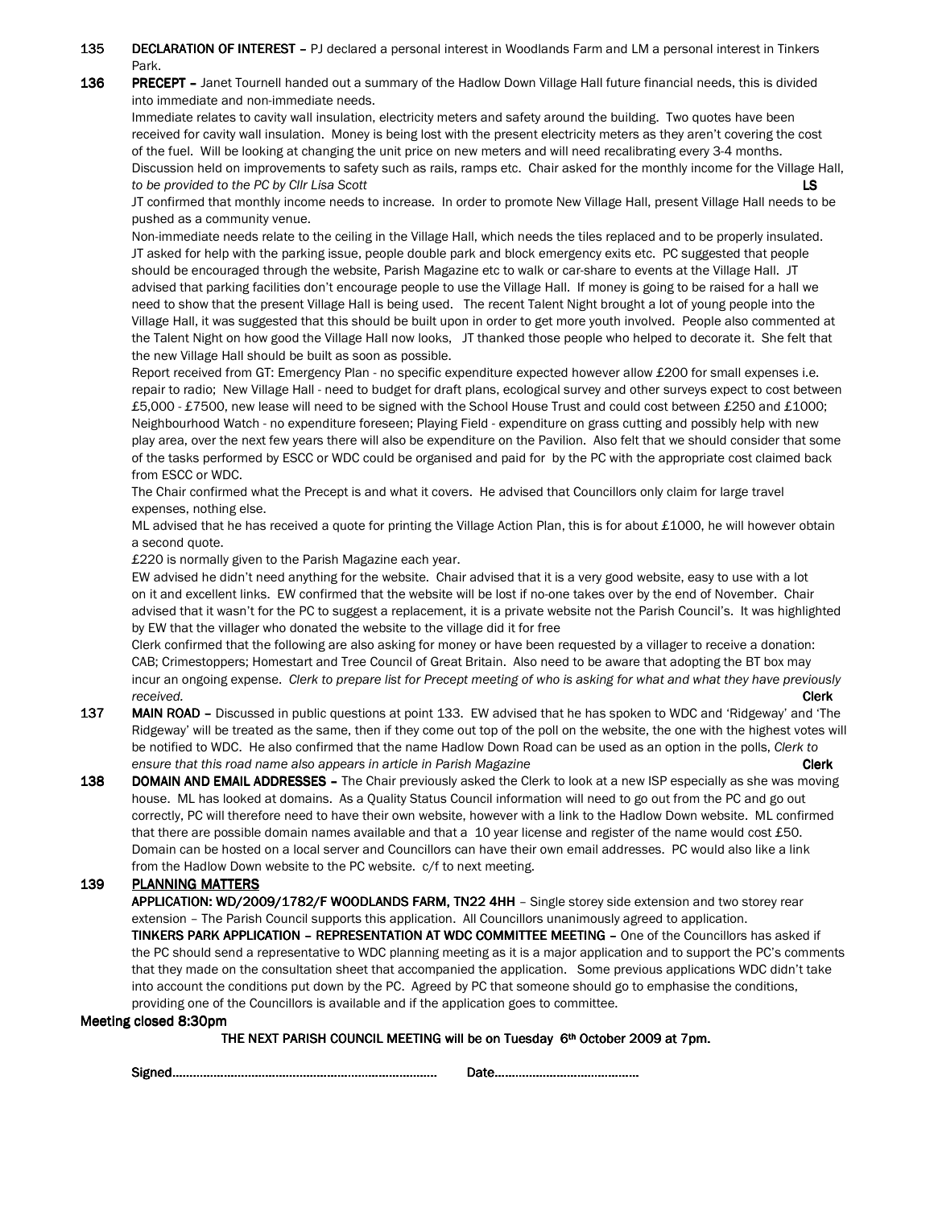**135 DECLARATION OF INTEREST –** PJ declared a personal interest in Woodlands Farm and LM a personal interest in Tinkers Park.

**136 PRECEPT –** Janet Tournell handed out a summary of the Hadlow Down Village Hall future financial needs, this is divided into immediate and non-immediate needs.

Immediate relates to cavity wall insulation, electricity meters and safety around the building. Two quotes have been received for cavity wall insulation. Money is being lost with the present electricity meters as they aren't covering the cost of the fuel. Will be looking at changing the unit price on new meters and will need recalibrating every 3-4 months. Discussion held on improvements to safety such as rails, ramps etc. Chair asked for the monthly income for the Village Hall, *to be provided to the PC by Cllr Lisa Scott* **LS**

JT confirmed that monthly income needs to increase. In order to promote New Village Hall, present Village Hall needs to be pushed as a community venue.

Non-immediate needs relate to the ceiling in the Village Hall, which needs the tiles replaced and to be properly insulated. JT asked for help with the parking issue, people double park and block emergency exits etc. PC suggested that people should be encouraged through the website, Parish Magazine etc to walk or car-share to events at the Village Hall. JT advised that parking facilities don't encourage people to use the Village Hall. If money is going to be raised for a hall we need to show that the present Village Hall is being used. The recent Talent Night brought a lot of young people into the Village Hall, it was suggested that this should be built upon in order to get more youth involved. People also commented at the Talent Night on how good the Village Hall now looks, JT thanked those people who helped to decorate it. She felt that the new Village Hall should be built as soon as possible.

Report received from GT: Emergency Plan - no specific expenditure expected however allow £200 for small expenses i.e. repair to radio; New Village Hall - need to budget for draft plans, ecological survey and other surveys expect to cost between £5,000 - £7500, new lease will need to be signed with the School House Trust and could cost between £250 and £1000; Neighbourhood Watch - no expenditure foreseen; Playing Field - expenditure on grass cutting and possibly help with new play area, over the next few years there will also be expenditure on the Pavilion. Also felt that we should consider that some of the tasks performed by ESCC or WDC could be organised and paid for by the PC with the appropriate cost claimed back from ESCC or WDC.

The Chair confirmed what the Precept is and what it covers. He advised that Councillors only claim for large travel expenses, nothing else.

ML advised that he has received a quote for printing the Village Action Plan, this is for about £1000, he will however obtain a second quote.

£220 is normally given to the Parish Magazine each year.

EW advised he didn't need anything for the website. Chair advised that it is a very good website, easy to use with a lot on it and excellent links. EW confirmed that the website will be lost if no-one takes over by the end of November. Chair advised that it wasn't for the PC to suggest a replacement, it is a private website not the Parish Council's. It was highlighted by EW that the villager who donated the website to the village did it for free

Clerk confirmed that the following are also asking for money or have been requested by a villager to receive a donation: CAB; Crimestoppers; Homestart and Tree Council of Great Britain. Also need to be aware that adopting the BT box may incur an ongoing expense. *Clerk to prepare list for Precept meeting of who is asking for what and what they have previously received.* **Clerk**

**137 MAIN ROAD –** Discussed in public questions at point 133. EW advised that he has spoken to WDC and 'Ridgeway' and 'The Ridgeway' will be treated as the same, then if they come out top of the poll on the website, the one with the highest votes will be notified to WDC. He also confirmed that the name Hadlow Down Road can be used as an option in the polls, *Clerk to ensure that this road name also appears in article in Parish Magazine* **Clerk**

**138 DOMAIN AND EMAIL ADDRESSES –** The Chair previously asked the Clerk to look at a new ISP especially as she was moving house. ML has looked at domains. As a Quality Status Council information will need to go out from the PC and go out correctly, PC will therefore need to have their own website, however with a link to the Hadlow Down website. ML confirmed that there are possible domain names available and that a 10 year license and register of the name would cost £50. Domain can be hosted on a local server and Councillors can have their own email addresses. PC would also like a link from the Hadlow Down website to the PC website. c/f to next meeting.

**139 PLANNING MATTERS**

**APPLICATION: WD/2009/1782/F WOODLANDS FARM, TN22 4HH** – Single storey side extension and two storey rear extension – The Parish Council supports this application. All Councillors unanimously agreed to application.

**TINKERS PARK APPLICATION – REPRESENTATION AT WDC COMMITTEE MEETING –** One of the Councillors has asked if the PC should send a representative to WDC planning meeting as it is a major application and to support the PC's comments that they made on the consultation sheet that accompanied the application. Some previous applications WDC didn't take into account the conditions put down by the PC. Agreed by PC that someone should go to emphasise the conditions, providing one of the Councillors is available and if the application goes to committee.

**Meeting closed 8:30pm**

**THE NEXT PARISH COUNCIL MEETING will be on Tuesday 6th October 2009 at 7pm.**

Signed…………………………………………………………………… Date……………………………………